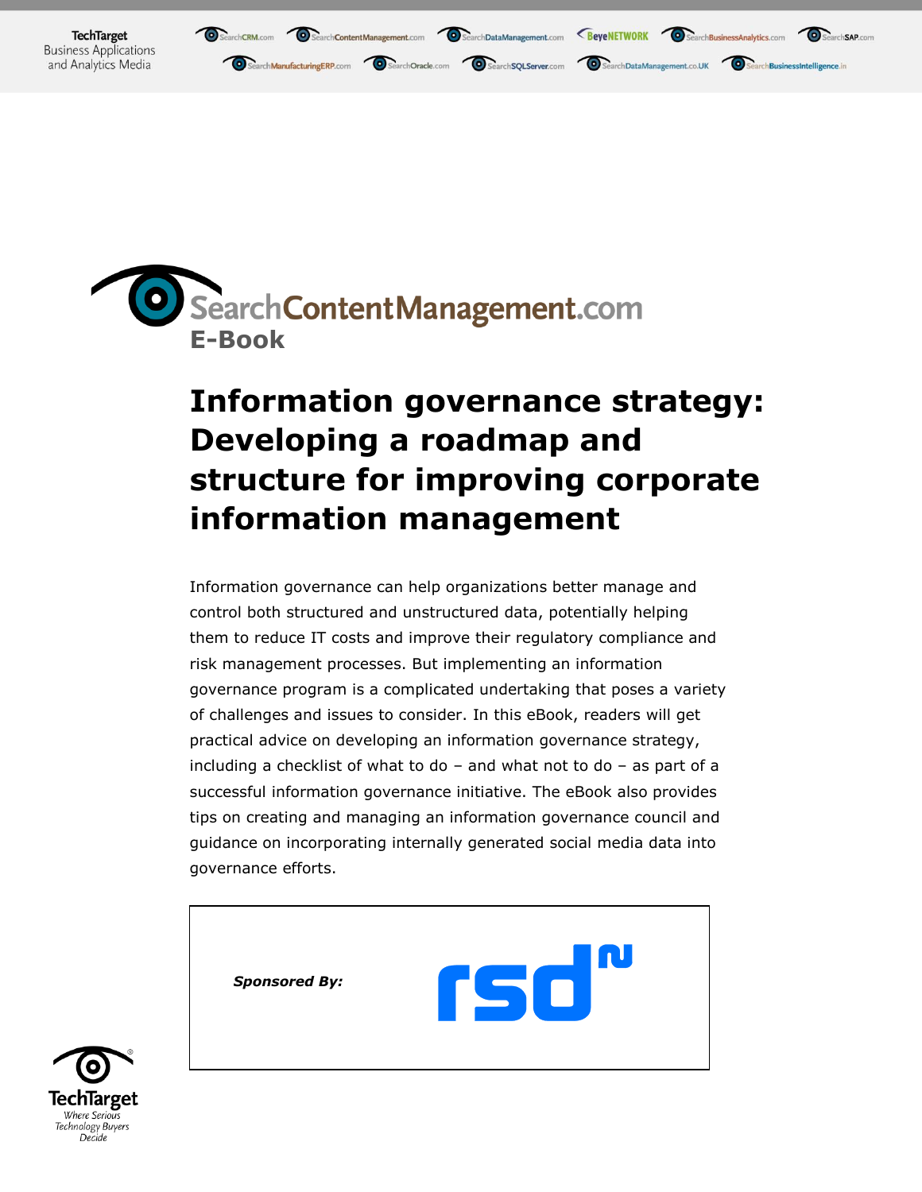SearchContentManagement.com
**E-Book**

# Information governance strategy: Developing a roadmap and structure for improving corporate information management

Information governance can help organizations better manage and control both structured and unstructured data, potentially helping them to reduce IT costs and improve their regulatory compliance and risk management processes. But implementing an information governance program is a complicated undertaking that poses a variety of challenges and issues to consider. In this eBook, readers will get practical advice on developing an information governance strategy, including a checklist of what to do – and what not to do – as part of a successful information governance initiative. The eBook also provides tips on creating and managing an information governance council and guidance on incorporating internally generated social media data into governance efforts.

***Sponsored By:*** rsd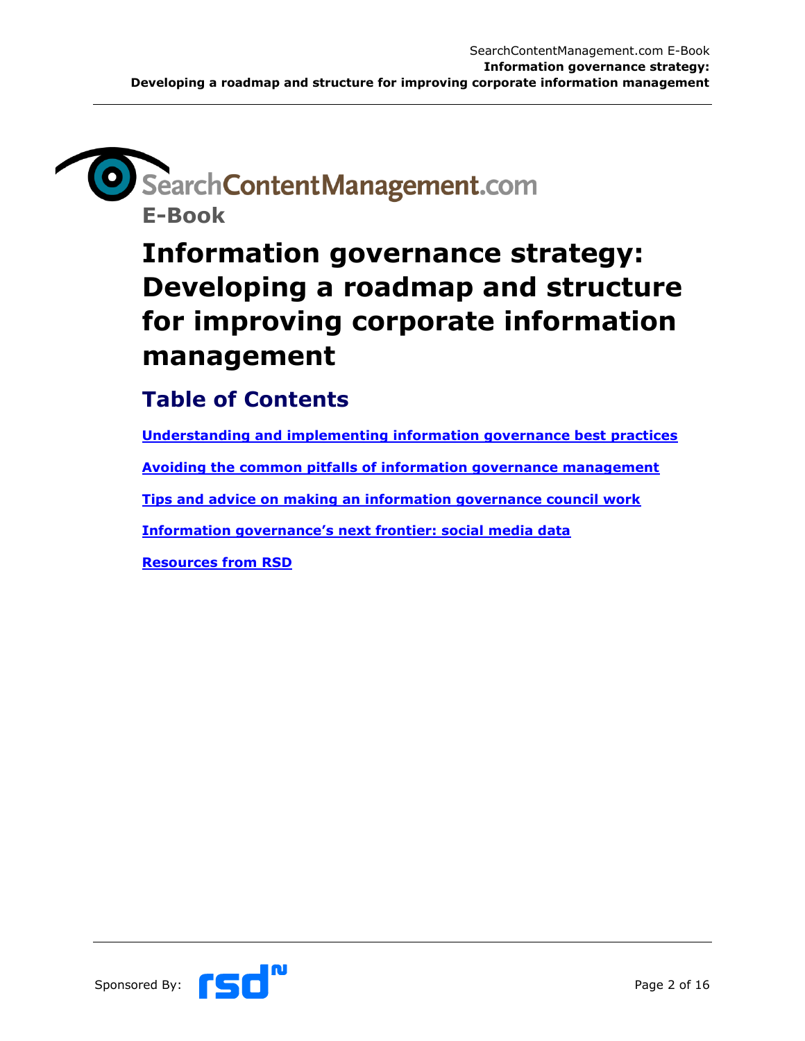SearchContentManagement.com

**E-Book**

# Information governance strategy: Developing a roadmap and structure for improving corporate information management

## Table of Contents

**Understanding and implementing information governance best practices**

**Avoiding the common pitfalls of information governance management**

**Tips and advice on making an information governance council work**

**Information governance's next frontier: social media data**

**Resources from RSD**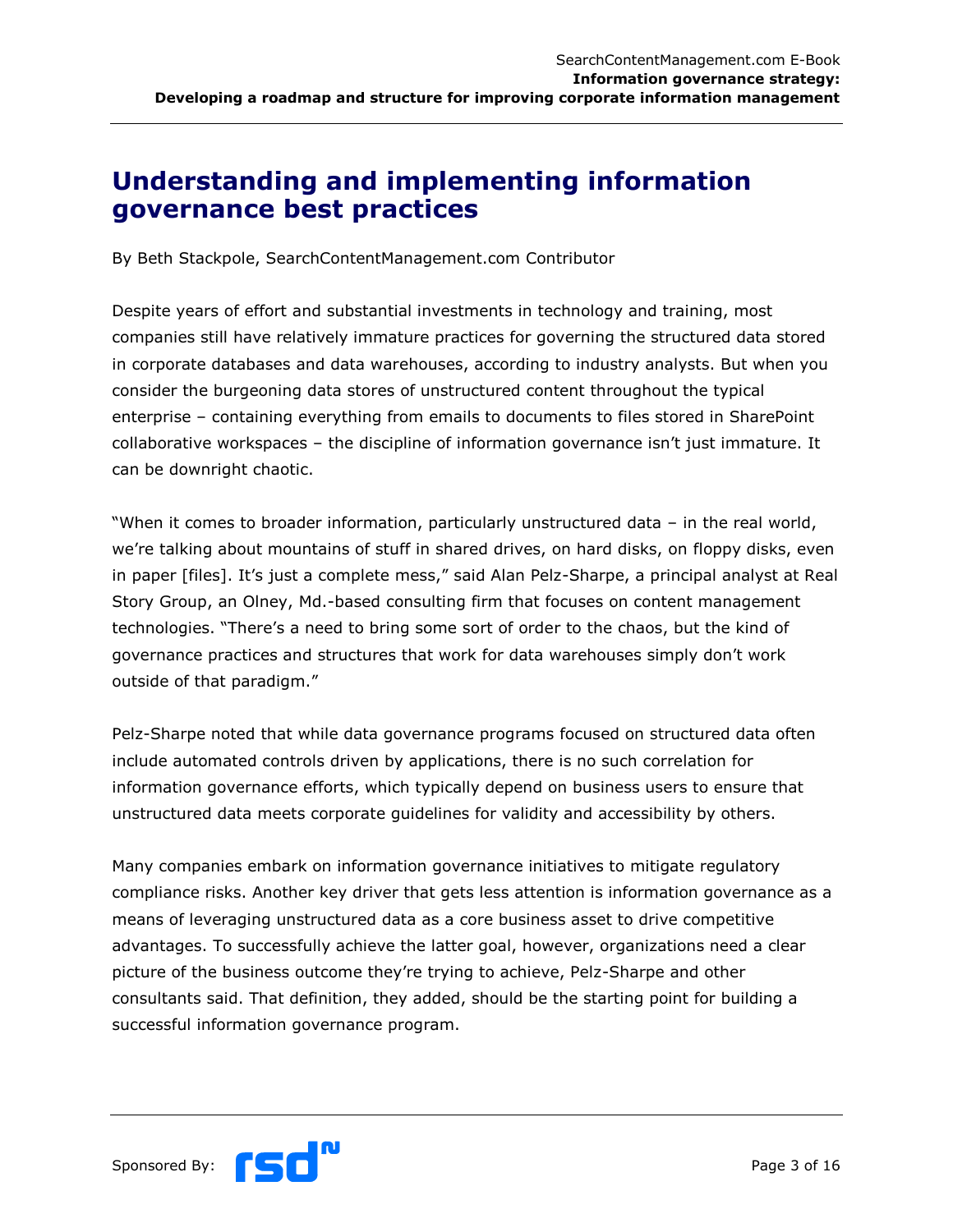# Understanding and implementing information governance best practices

By Beth Stackpole, SearchContentManagement.com Contributor

Despite years of effort and substantial investments in technology and training, most companies still have relatively immature practices for governing the structured data stored in corporate databases and data warehouses, according to industry analysts. But when you consider the burgeoning data stores of unstructured content throughout the typical enterprise – containing everything from emails to documents to files stored in SharePoint collaborative workspaces – the discipline of information governance isn't just immature. It can be downright chaotic.

"When it comes to broader information, particularly unstructured data – in the real world, we're talking about mountains of stuff in shared drives, on hard disks, on floppy disks, even in paper [files]. It's just a complete mess," said Alan Pelz-Sharpe, a principal analyst at Real Story Group, an Olney, Md.-based consulting firm that focuses on content management technologies. "There's a need to bring some sort of order to the chaos, but the kind of governance practices and structures that work for data warehouses simply don't work outside of that paradigm."

Pelz-Sharpe noted that while data governance programs focused on structured data often include automated controls driven by applications, there is no such correlation for information governance efforts, which typically depend on business users to ensure that unstructured data meets corporate guidelines for validity and accessibility by others.

Many companies embark on information governance initiatives to mitigate regulatory compliance risks. Another key driver that gets less attention is information governance as a means of leveraging unstructured data as a core business asset to drive competitive advantages. To successfully achieve the latter goal, however, organizations need a clear picture of the business outcome they're trying to achieve, Pelz-Sharpe and other consultants said. That definition, they added, should be the starting point for building a successful information governance program.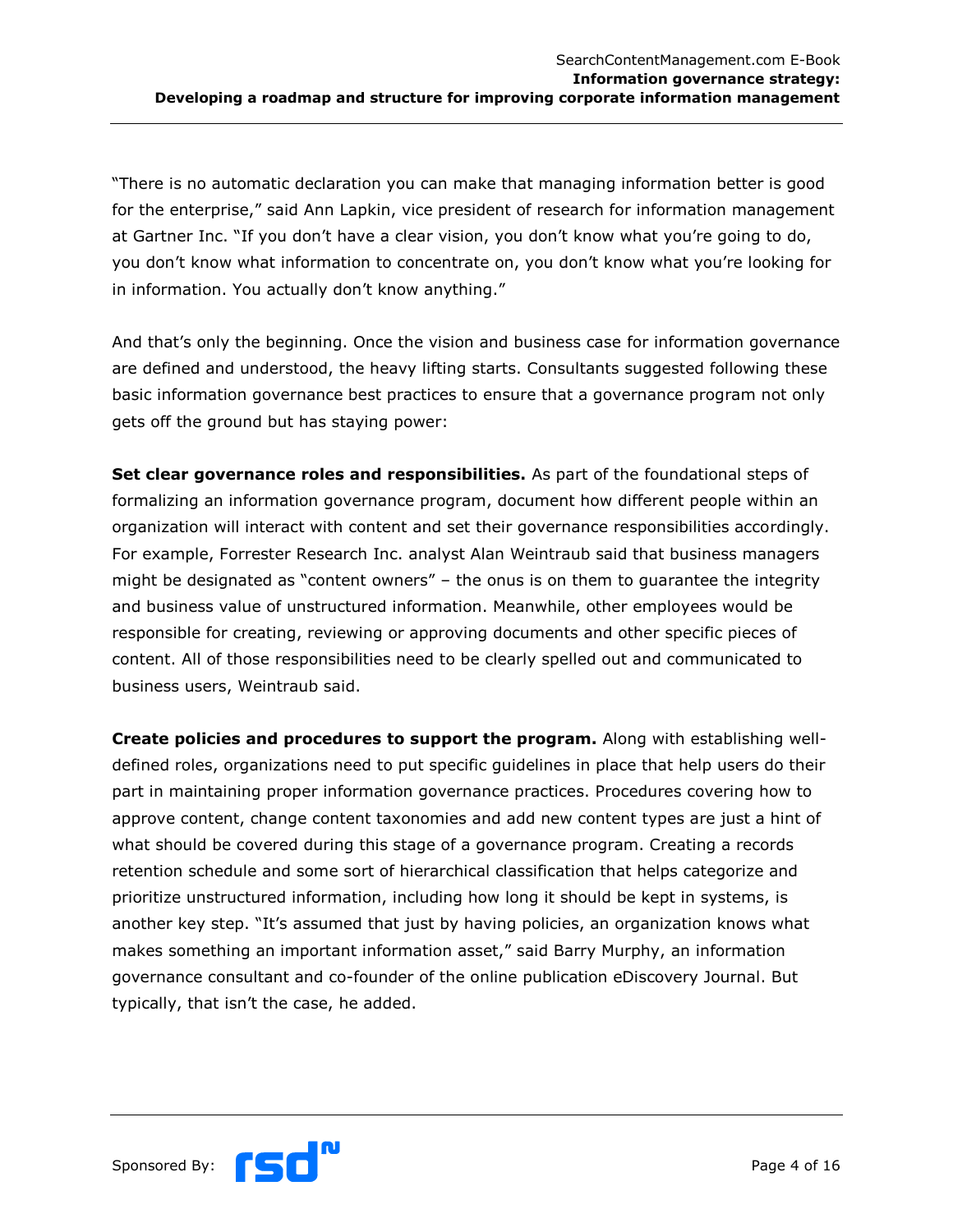"There is no automatic declaration you can make that managing information better is good for the enterprise," said Ann Lapkin, vice president of research for information management at Gartner Inc. "If you don't have a clear vision, you don't know what you're going to do, you don't know what information to concentrate on, you don't know what you're looking for in information. You actually don't know anything."

And that's only the beginning. Once the vision and business case for information governance are defined and understood, the heavy lifting starts. Consultants suggested following these basic information governance best practices to ensure that a governance program not only gets off the ground but has staying power:

**Set clear governance roles and responsibilities.** As part of the foundational steps of formalizing an information governance program, document how different people within an organization will interact with content and set their governance responsibilities accordingly. For example, Forrester Research Inc. analyst Alan Weintraub said that business managers might be designated as "content owners" – the onus is on them to guarantee the integrity and business value of unstructured information. Meanwhile, other employees would be responsible for creating, reviewing or approving documents and other specific pieces of content. All of those responsibilities need to be clearly spelled out and communicated to business users, Weintraub said.

**Create policies and procedures to support the program.** Along with establishing well-defined roles, organizations need to put specific guidelines in place that help users do their part in maintaining proper information governance practices. Procedures covering how to approve content, change content taxonomies and add new content types are just a hint of what should be covered during this stage of a governance program. Creating a records retention schedule and some sort of hierarchical classification that helps categorize and prioritize unstructured information, including how long it should be kept in systems, is another key step. "It's assumed that just by having policies, an organization knows what makes something an important information asset," said Barry Murphy, an information governance consultant and co-founder of the online publication eDiscovery Journal. But typically, that isn't the case, he added.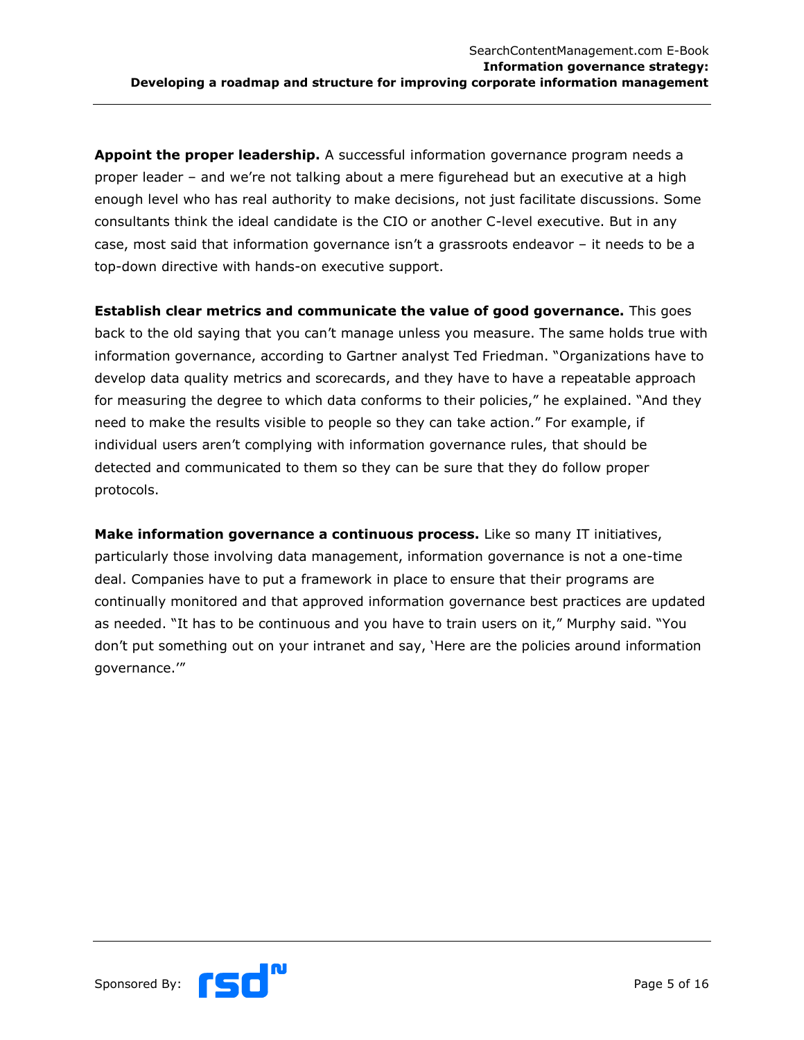**Appoint the proper leadership.** A successful information governance program needs a proper leader – and we're not talking about a mere figurehead but an executive at a high enough level who has real authority to make decisions, not just facilitate discussions. Some consultants think the ideal candidate is the CIO or another C-level executive. But in any case, most said that information governance isn't a grassroots endeavor – it needs to be a top-down directive with hands-on executive support.

**Establish clear metrics and communicate the value of good governance.** This goes back to the old saying that you can't manage unless you measure. The same holds true with information governance, according to Gartner analyst Ted Friedman. "Organizations have to develop data quality metrics and scorecards, and they have to have a repeatable approach for measuring the degree to which data conforms to their policies," he explained. "And they need to make the results visible to people so they can take action." For example, if individual users aren't complying with information governance rules, that should be detected and communicated to them so they can be sure that they do follow proper protocols.

**Make information governance a continuous process.** Like so many IT initiatives, particularly those involving data management, information governance is not a one-time deal. Companies have to put a framework in place to ensure that their programs are continually monitored and that approved information governance best practices are updated as needed. "It has to be continuous and you have to train users on it," Murphy said. "You don't put something out on your intranet and say, 'Here are the policies around information governance.'"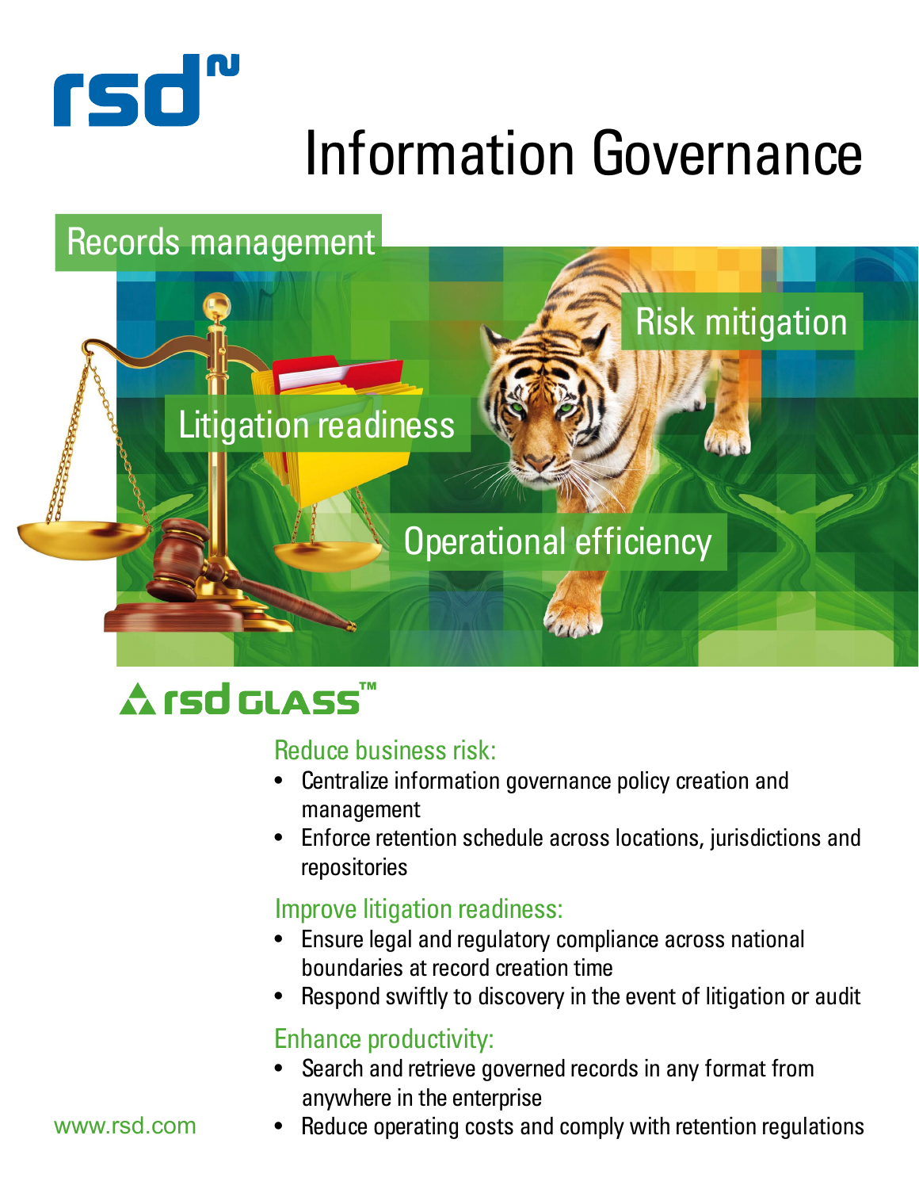# Information Governance

Records management

Risk mitigation

Litigation readiness

Operational efficiency

## rsd GLASS™

### Reduce business risk:

- Centralize information governance policy creation and management
- Enforce retention schedule across locations, jurisdictions and repositories

### Improve litigation readiness:

- Ensure legal and regulatory compliance across national boundaries at record creation time
- Respond swiftly to discovery in the event of litigation or audit

### Enhance productivity:

- Search and retrieve governed records in any format from anywhere in the enterprise
- Reduce operating costs and comply with retention regulations

www.rsd.com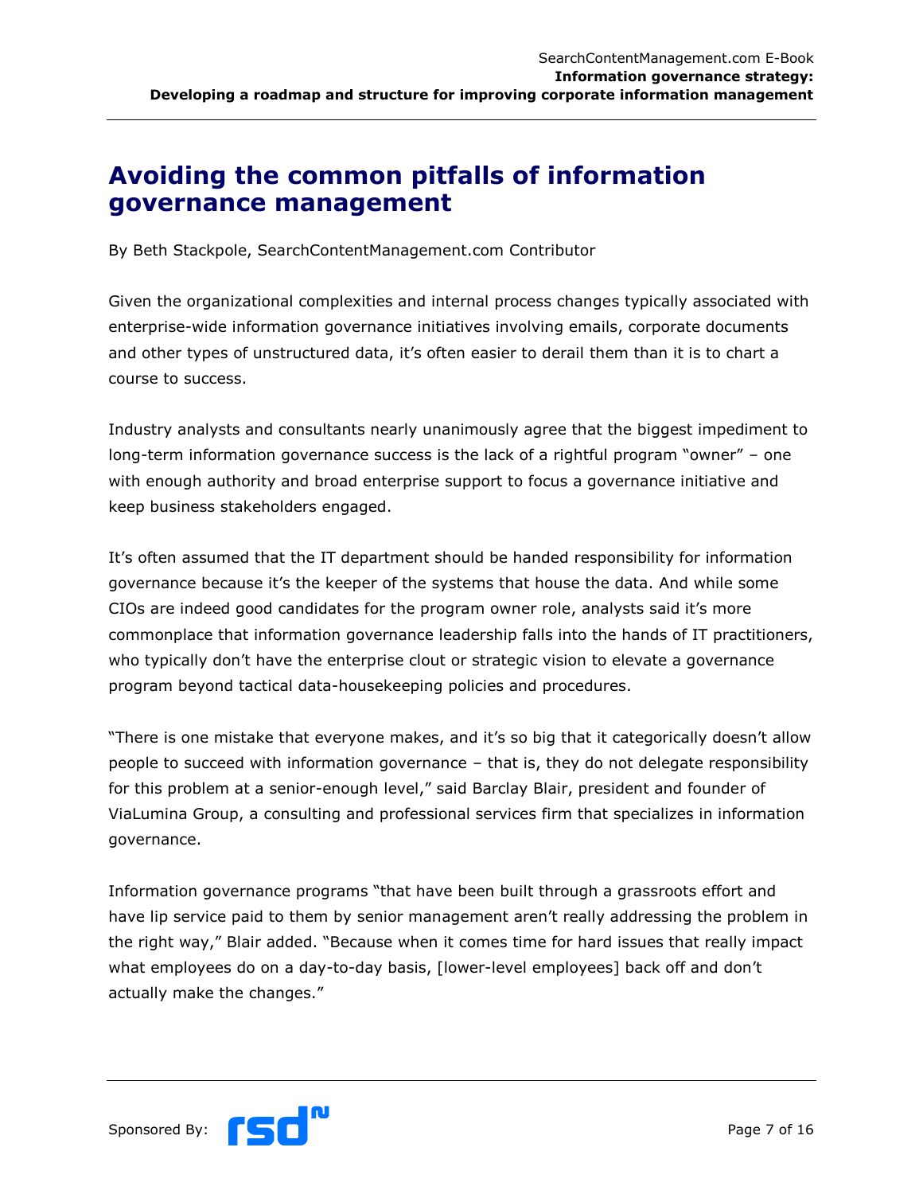# Avoiding the common pitfalls of information governance management

By Beth Stackpole, SearchContentManagement.com Contributor

Given the organizational complexities and internal process changes typically associated with enterprise-wide information governance initiatives involving emails, corporate documents and other types of unstructured data, it's often easier to derail them than it is to chart a course to success.

Industry analysts and consultants nearly unanimously agree that the biggest impediment to long-term information governance success is the lack of a rightful program "owner" – one with enough authority and broad enterprise support to focus a governance initiative and keep business stakeholders engaged.

It's often assumed that the IT department should be handed responsibility for information governance because it's the keeper of the systems that house the data. And while some CIOs are indeed good candidates for the program owner role, analysts said it's more commonplace that information governance leadership falls into the hands of IT practitioners, who typically don't have the enterprise clout or strategic vision to elevate a governance program beyond tactical data-housekeeping policies and procedures.

"There is one mistake that everyone makes, and it's so big that it categorically doesn't allow people to succeed with information governance – that is, they do not delegate responsibility for this problem at a senior-enough level," said Barclay Blair, president and founder of ViaLumina Group, a consulting and professional services firm that specializes in information governance.

Information governance programs "that have been built through a grassroots effort and have lip service paid to them by senior management aren't really addressing the problem in the right way," Blair added. "Because when it comes time for hard issues that really impact what employees do on a day-to-day basis, [lower-level employees] back off and don't actually make the changes."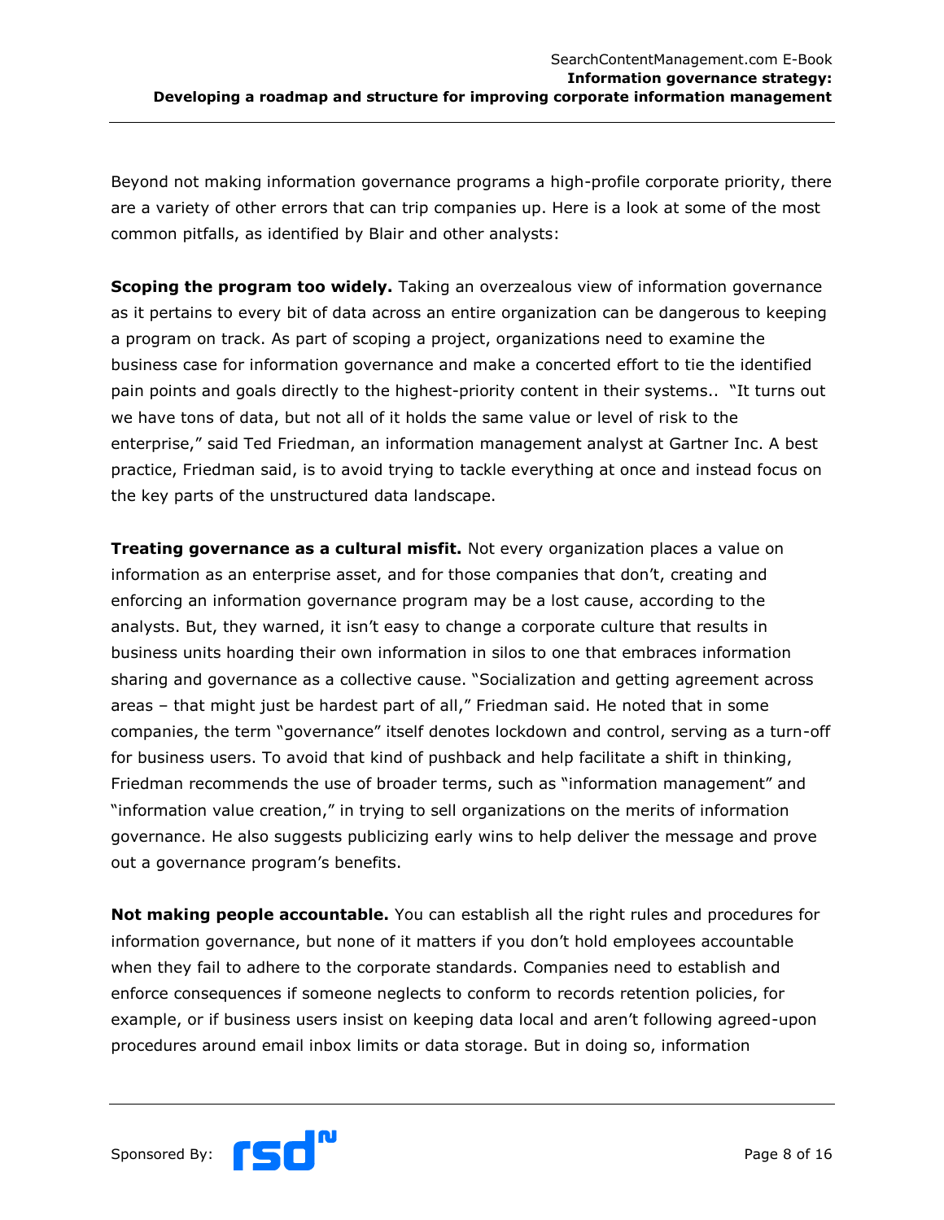Beyond not making information governance programs a high-profile corporate priority, there are a variety of other errors that can trip companies up. Here is a look at some of the most common pitfalls, as identified by Blair and other analysts:

**Scoping the program too widely.** Taking an overzealous view of information governance as it pertains to every bit of data across an entire organization can be dangerous to keeping a program on track. As part of scoping a project, organizations need to examine the business case for information governance and make a concerted effort to tie the identified pain points and goals directly to the highest-priority content in their systems.. "It turns out we have tons of data, but not all of it holds the same value or level of risk to the enterprise," said Ted Friedman, an information management analyst at Gartner Inc. A best practice, Friedman said, is to avoid trying to tackle everything at once and instead focus on the key parts of the unstructured data landscape.

**Treating governance as a cultural misfit.** Not every organization places a value on information as an enterprise asset, and for those companies that don't, creating and enforcing an information governance program may be a lost cause, according to the analysts. But, they warned, it isn't easy to change a corporate culture that results in business units hoarding their own information in silos to one that embraces information sharing and governance as a collective cause. "Socialization and getting agreement across areas – that might just be hardest part of all," Friedman said. He noted that in some companies, the term "governance" itself denotes lockdown and control, serving as a turn-off for business users. To avoid that kind of pushback and help facilitate a shift in thinking, Friedman recommends the use of broader terms, such as "information management" and "information value creation," in trying to sell organizations on the merits of information governance. He also suggests publicizing early wins to help deliver the message and prove out a governance program's benefits.

**Not making people accountable.** You can establish all the right rules and procedures for information governance, but none of it matters if you don't hold employees accountable when they fail to adhere to the corporate standards. Companies need to establish and enforce consequences if someone neglects to conform to records retention policies, for example, or if business users insist on keeping data local and aren't following agreed-upon procedures around email inbox limits or data storage. But in doing so, information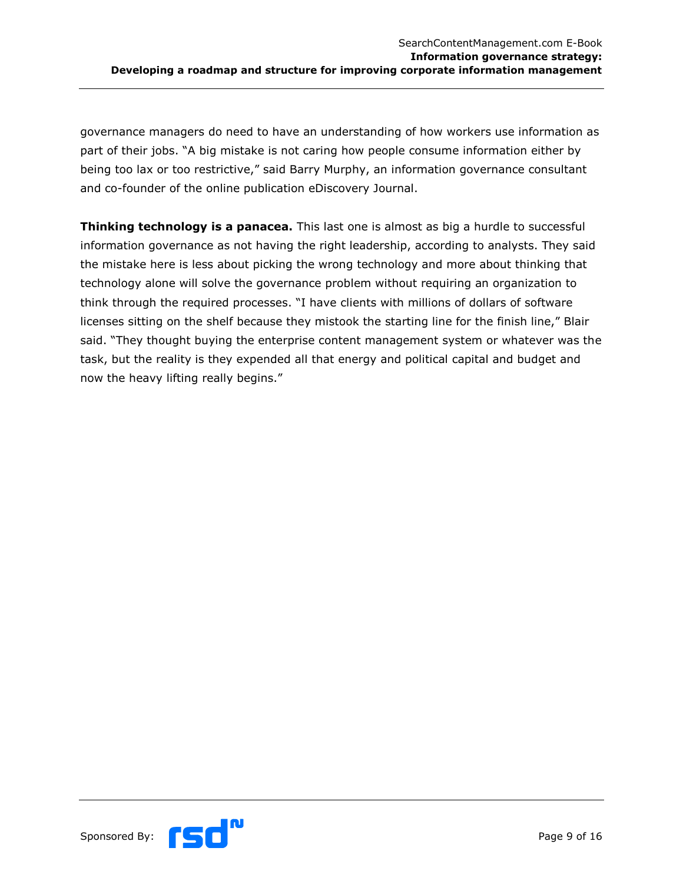governance managers do need to have an understanding of how workers use information as part of their jobs. "A big mistake is not caring how people consume information either by being too lax or too restrictive," said Barry Murphy, an information governance consultant and co-founder of the online publication eDiscovery Journal.

**Thinking technology is a panacea.** This last one is almost as big a hurdle to successful information governance as not having the right leadership, according to analysts. They said the mistake here is less about picking the wrong technology and more about thinking that technology alone will solve the governance problem without requiring an organization to think through the required processes. "I have clients with millions of dollars of software licenses sitting on the shelf because they mistook the starting line for the finish line," Blair said. "They thought buying the enterprise content management system or whatever was the task, but the reality is they expended all that energy and political capital and budget and now the heavy lifting really begins."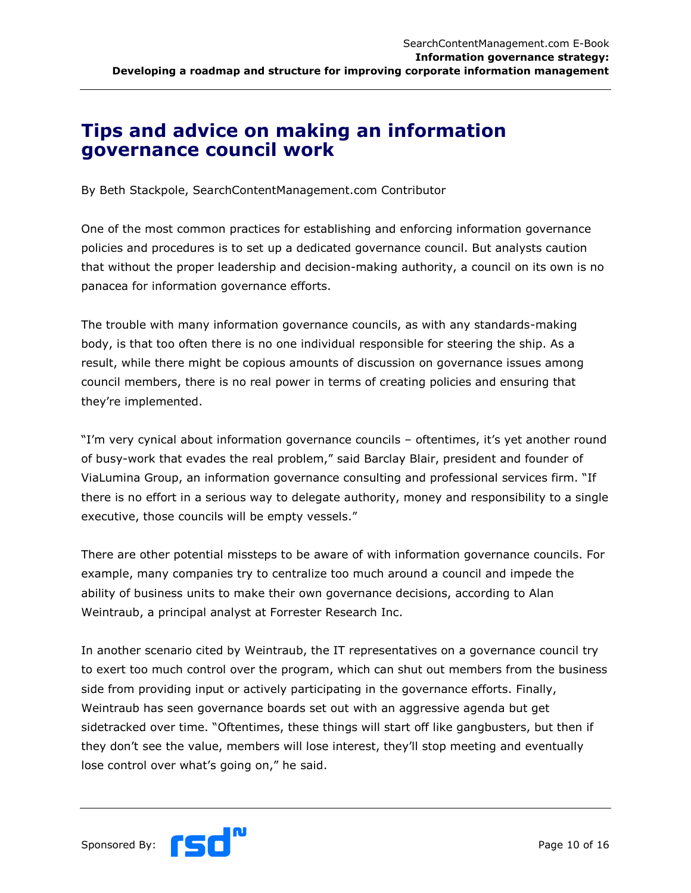# Tips and advice on making an information governance council work

By Beth Stackpole, SearchContentManagement.com Contributor

One of the most common practices for establishing and enforcing information governance policies and procedures is to set up a dedicated governance council. But analysts caution that without the proper leadership and decision-making authority, a council on its own is no panacea for information governance efforts.

The trouble with many information governance councils, as with any standards-making body, is that too often there is no one individual responsible for steering the ship. As a result, while there might be copious amounts of discussion on governance issues among council members, there is no real power in terms of creating policies and ensuring that they're implemented.

"I'm very cynical about information governance councils – oftentimes, it's yet another round of busy-work that evades the real problem," said Barclay Blair, president and founder of ViaLumina Group, an information governance consulting and professional services firm. "If there is no effort in a serious way to delegate authority, money and responsibility to a single executive, those councils will be empty vessels."

There are other potential missteps to be aware of with information governance councils. For example, many companies try to centralize too much around a council and impede the ability of business units to make their own governance decisions, according to Alan Weintraub, a principal analyst at Forrester Research Inc.

In another scenario cited by Weintraub, the IT representatives on a governance council try to exert too much control over the program, which can shut out members from the business side from providing input or actively participating in the governance efforts. Finally, Weintraub has seen governance boards set out with an aggressive agenda but get sidetracked over time. "Oftentimes, these things will start off like gangbusters, but then if they don't see the value, members will lose interest, they'll stop meeting and eventually lose control over what's going on," he said.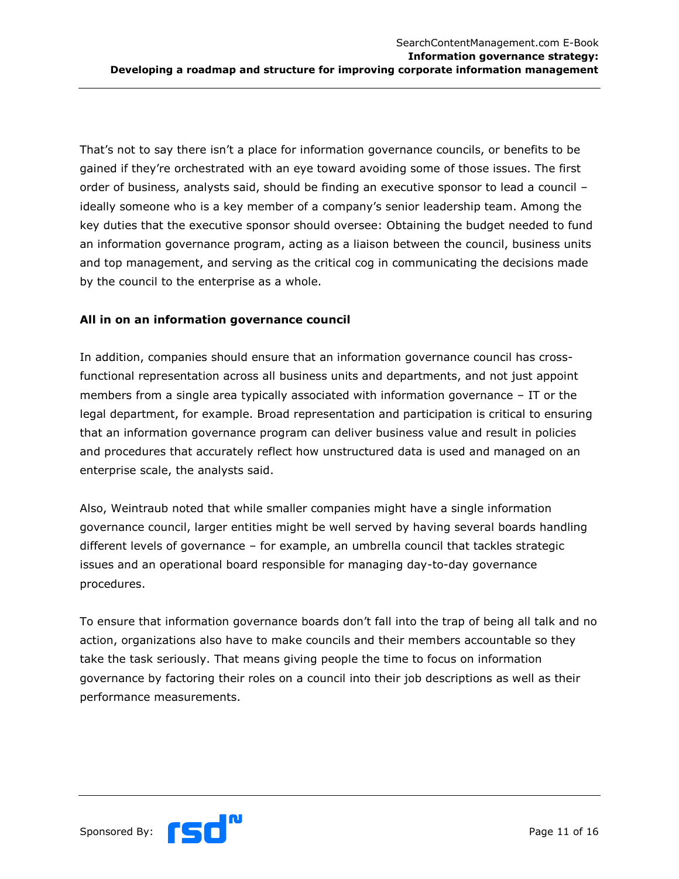That's not to say there isn't a place for information governance councils, or benefits to be gained if they're orchestrated with an eye toward avoiding some of those issues. The first order of business, analysts said, should be finding an executive sponsor to lead a council – ideally someone who is a key member of a company's senior leadership team. Among the key duties that the executive sponsor should oversee: Obtaining the budget needed to fund an information governance program, acting as a liaison between the council, business units and top management, and serving as the critical cog in communicating the decisions made by the council to the enterprise as a whole.

### All in on an information governance council

In addition, companies should ensure that an information governance council has cross-functional representation across all business units and departments, and not just appoint members from a single area typically associated with information governance – IT or the legal department, for example. Broad representation and participation is critical to ensuring that an information governance program can deliver business value and result in policies and procedures that accurately reflect how unstructured data is used and managed on an enterprise scale, the analysts said.

Also, Weintraub noted that while smaller companies might have a single information governance council, larger entities might be well served by having several boards handling different levels of governance – for example, an umbrella council that tackles strategic issues and an operational board responsible for managing day-to-day governance procedures.

To ensure that information governance boards don't fall into the trap of being all talk and no action, organizations also have to make councils and their members accountable so they take the task seriously. That means giving people the time to focus on information governance by factoring their roles on a council into their job descriptions as well as their performance measurements.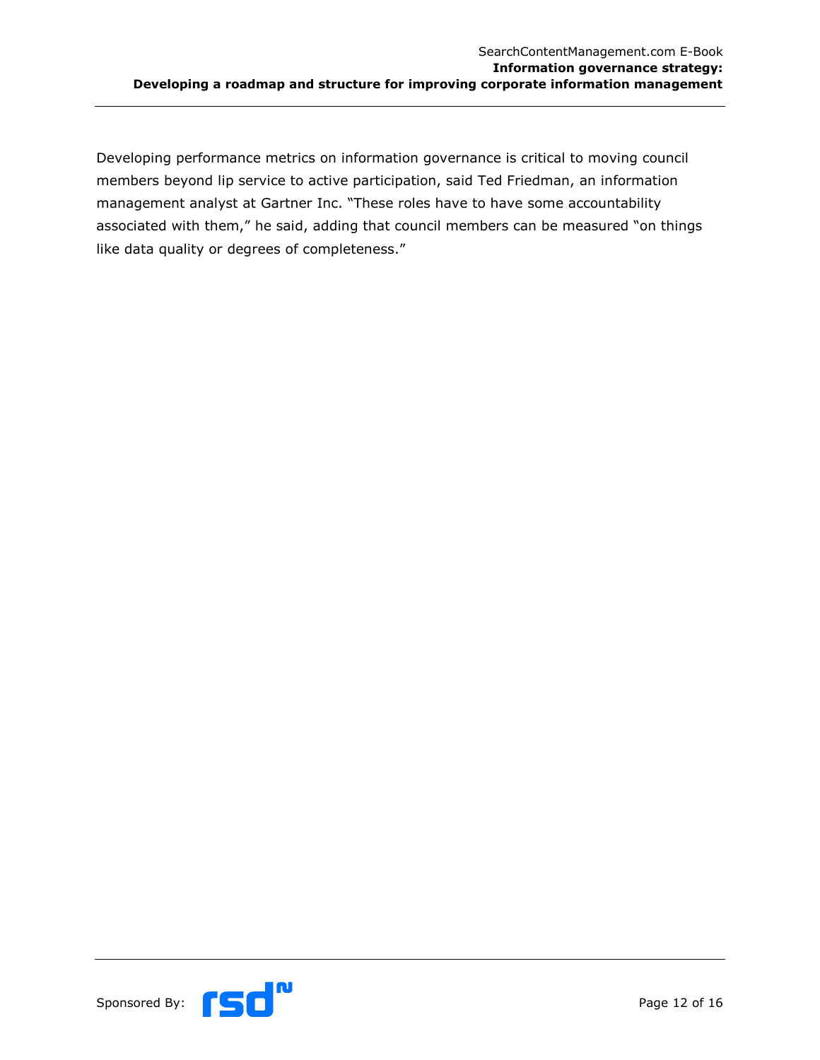Developing performance metrics on information governance is critical to moving council members beyond lip service to active participation, said Ted Friedman, an information management analyst at Gartner Inc. "These roles have to have some accountability associated with them," he said, adding that council members can be measured "on things like data quality or degrees of completeness."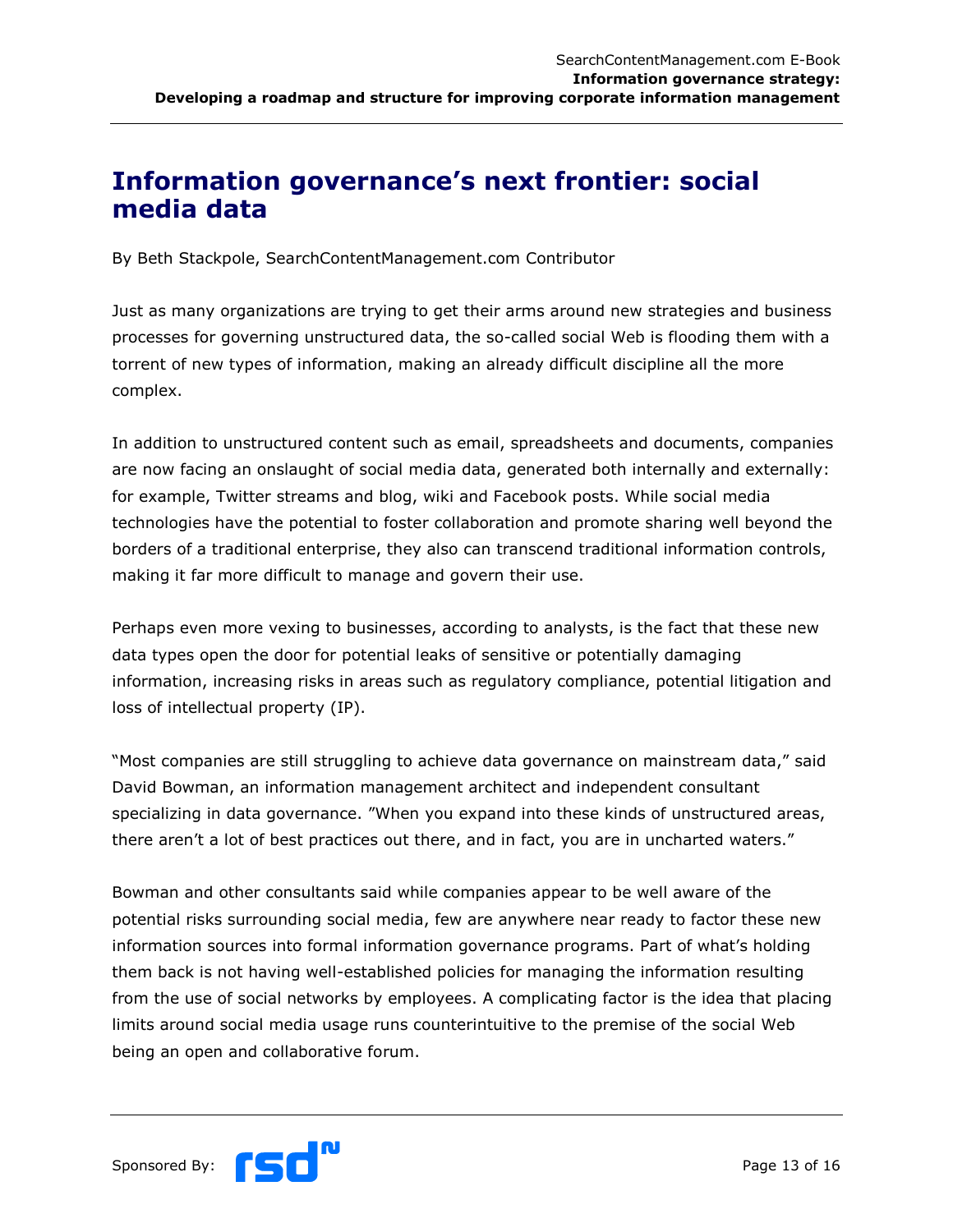# Information governance's next frontier: social media data

By Beth Stackpole, SearchContentManagement.com Contributor

Just as many organizations are trying to get their arms around new strategies and business processes for governing unstructured data, the so-called social Web is flooding them with a torrent of new types of information, making an already difficult discipline all the more complex.

In addition to unstructured content such as email, spreadsheets and documents, companies are now facing an onslaught of social media data, generated both internally and externally: for example, Twitter streams and blog, wiki and Facebook posts. While social media technologies have the potential to foster collaboration and promote sharing well beyond the borders of a traditional enterprise, they also can transcend traditional information controls, making it far more difficult to manage and govern their use.

Perhaps even more vexing to businesses, according to analysts, is the fact that these new data types open the door for potential leaks of sensitive or potentially damaging information, increasing risks in areas such as regulatory compliance, potential litigation and loss of intellectual property (IP).

"Most companies are still struggling to achieve data governance on mainstream data," said David Bowman, an information management architect and independent consultant specializing in data governance. "When you expand into these kinds of unstructured areas, there aren't a lot of best practices out there, and in fact, you are in uncharted waters."

Bowman and other consultants said while companies appear to be well aware of the potential risks surrounding social media, few are anywhere near ready to factor these new information sources into formal information governance programs. Part of what's holding them back is not having well-established policies for managing the information resulting from the use of social networks by employees. A complicating factor is the idea that placing limits around social media usage runs counterintuitive to the premise of the social Web being an open and collaborative forum.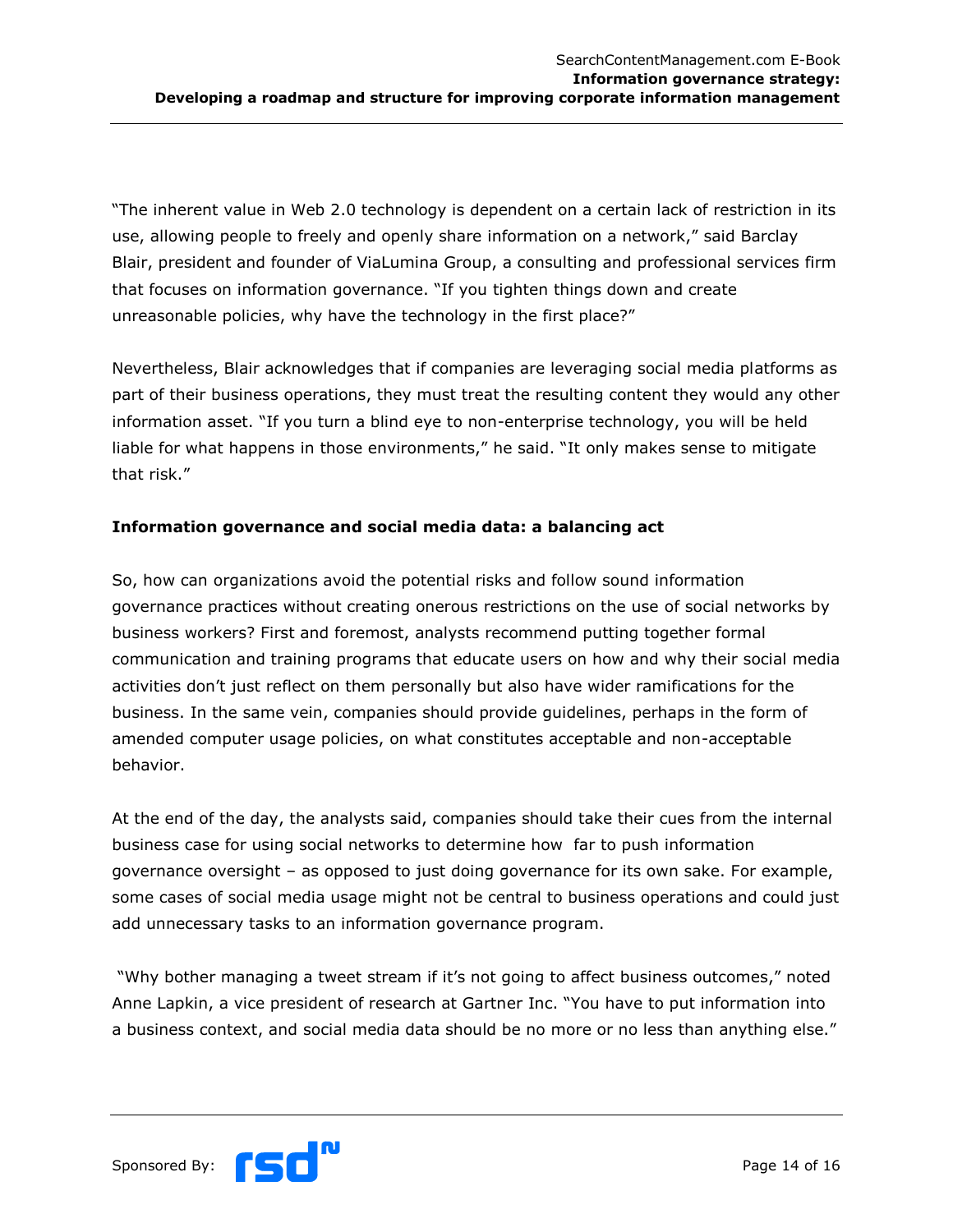"The inherent value in Web 2.0 technology is dependent on a certain lack of restriction in its use, allowing people to freely and openly share information on a network," said Barclay Blair, president and founder of ViaLumina Group, a consulting and professional services firm that focuses on information governance. "If you tighten things down and create unreasonable policies, why have the technology in the first place?"

Nevertheless, Blair acknowledges that if companies are leveraging social media platforms as part of their business operations, they must treat the resulting content they would any other information asset. "If you turn a blind eye to non-enterprise technology, you will be held liable for what happens in those environments," he said. "It only makes sense to mitigate that risk."

**Information governance and social media data: a balancing act**

So, how can organizations avoid the potential risks and follow sound information governance practices without creating onerous restrictions on the use of social networks by business workers? First and foremost, analysts recommend putting together formal communication and training programs that educate users on how and why their social media activities don't just reflect on them personally but also have wider ramifications for the business. In the same vein, companies should provide guidelines, perhaps in the form of amended computer usage policies, on what constitutes acceptable and non-acceptable behavior.

At the end of the day, the analysts said, companies should take their cues from the internal business case for using social networks to determine how far to push information governance oversight – as opposed to just doing governance for its own sake. For example, some cases of social media usage might not be central to business operations and could just add unnecessary tasks to an information governance program.

"Why bother managing a tweet stream if it's not going to affect business outcomes," noted Anne Lapkin, a vice president of research at Gartner Inc. "You have to put information into a business context, and social media data should be no more or no less than anything else."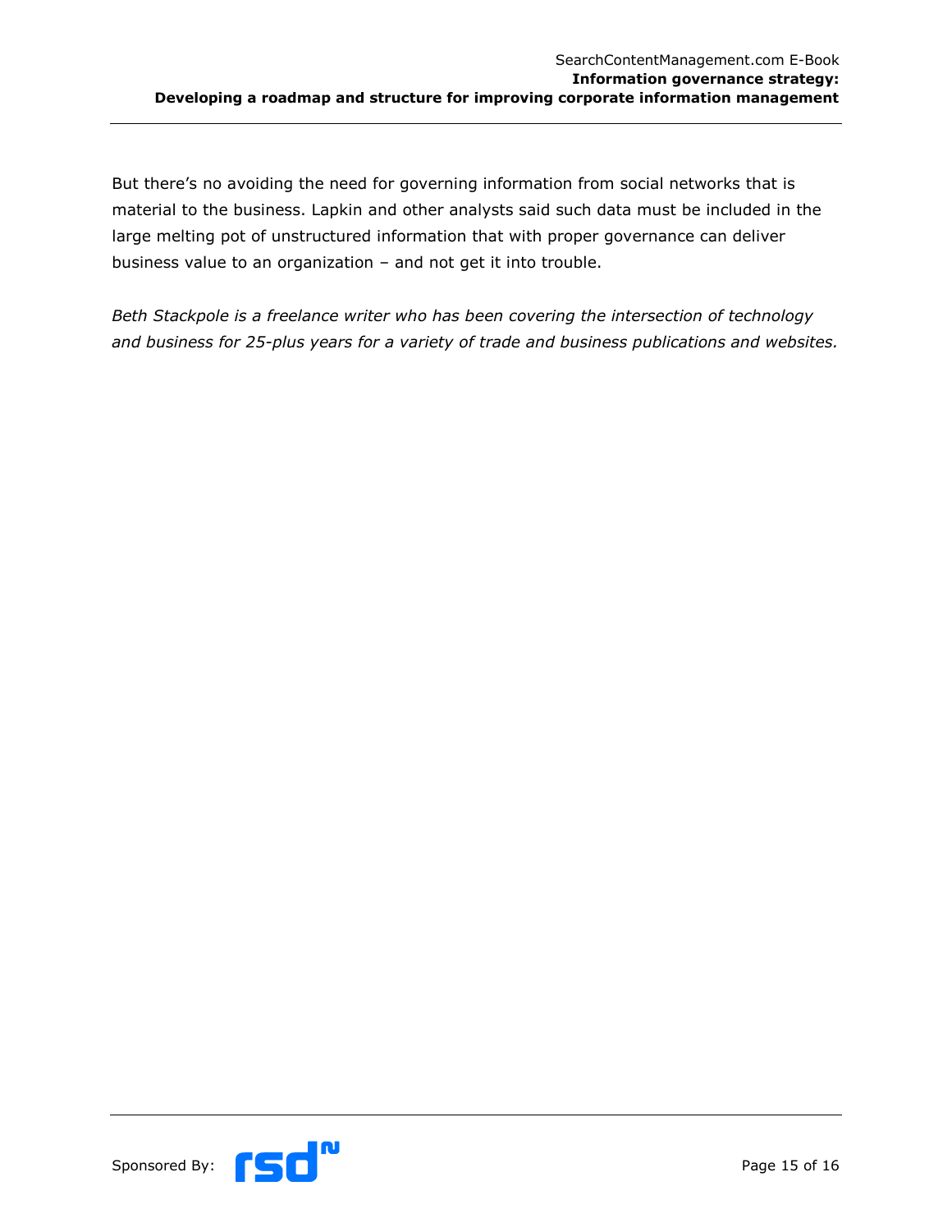But there's no avoiding the need for governing information from social networks that is material to the business. Lapkin and other analysts said such data must be included in the large melting pot of unstructured information that with proper governance can deliver business value to an organization – and not get it into trouble.

*Beth Stackpole is a freelance writer who has been covering the intersection of technology and business for 25-plus years for a variety of trade and business publications and websites.*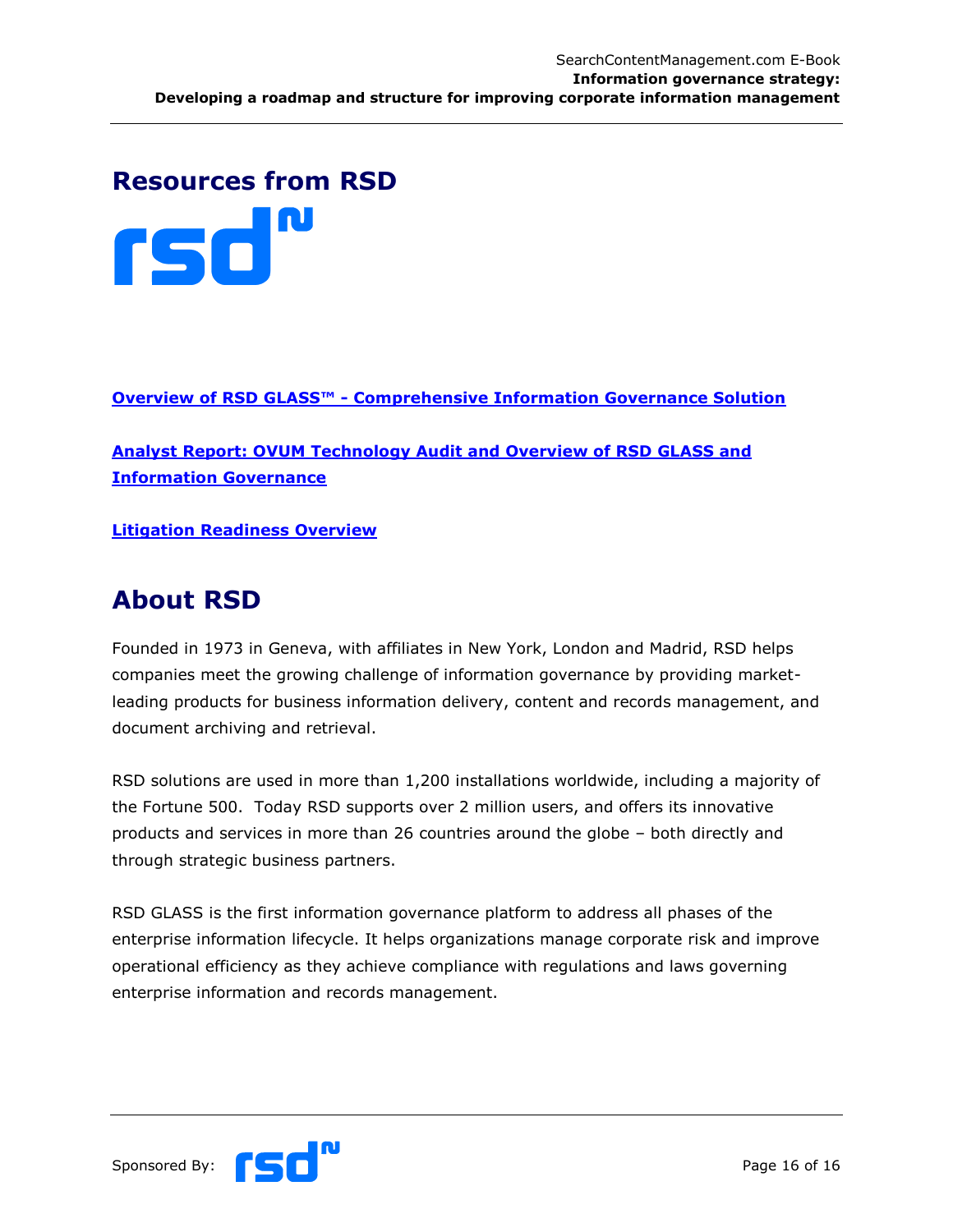## Resources from RSD

**[Overview of RSD GLASS™ - Comprehensive Information Governance Solution]**

**[Analyst Report: OVUM Technology Audit and Overview of RSD GLASS and Information Governance]**

**[Litigation Readiness Overview]**

## About RSD

Founded in 1973 in Geneva, with affiliates in New York, London and Madrid, RSD helps companies meet the growing challenge of information governance by providing market-leading products for business information delivery, content and records management, and document archiving and retrieval.

RSD solutions are used in more than 1,200 installations worldwide, including a majority of the Fortune 500. Today RSD supports over 2 million users, and offers its innovative products and services in more than 26 countries around the globe – both directly and through strategic business partners.

RSD GLASS is the first information governance platform to address all phases of the enterprise information lifecycle. It helps organizations manage corporate risk and improve operational efficiency as they achieve compliance with regulations and laws governing enterprise information and records management.